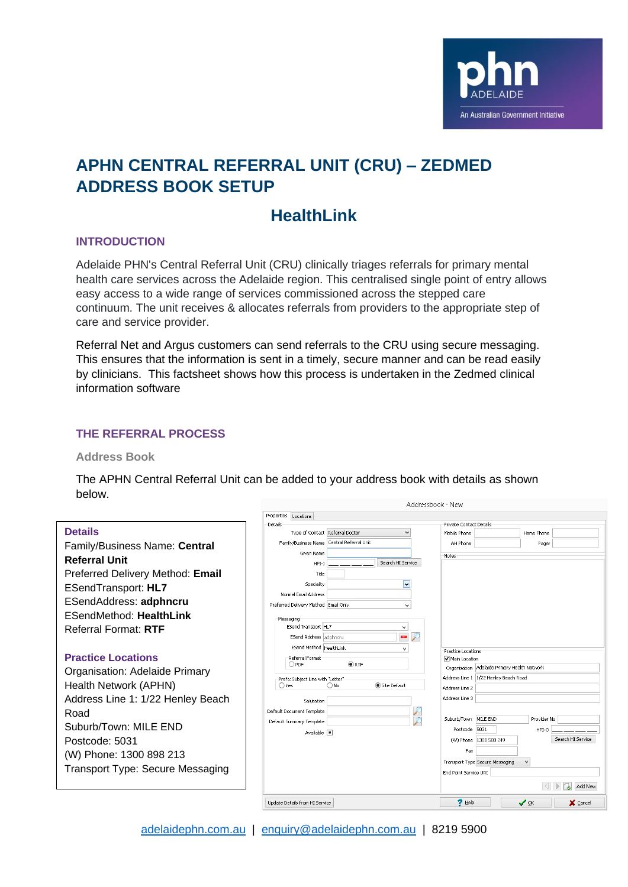# APHN CENTRAL REFERRAL UNIT (CRU) – ZEDMED ADDRESS BOOK SETUP

## HealthLink

### INTRODUCTION

Adelaide PHN's Central Referral Unit (CRU) clinically triages referrals for primary mental health care services across the Adelaide region. This centralised single point of entry allows easy access to a wide range of services commissioned across the stepped care continuum. The unit receives & allocates referrals from providers to the appropriate step of care and service provider.

Referral Net and Argus customers can send referrals to the CRU using secure messaging. This ensures that the information is sent in a timely, secure manner and can be read easily by clinicians. This factsheet shows how this process is undertaken in the Zedmed clinical information software

### THE REFERRAL PROCESS

#### Address Book

The APHN Central Referral Unit can be added to your address book with details as shown below.

**Details**
Family/Business Name: **Central Referral Unit**
Preferred Delivery Method: **Email**
ESendTransport: **HL7**
ESendAddress: **adphncru**
ESendMethod: **HealthLink**
Referral Format: **RTF**

**Practice Locations**
Organisation: Adelaide Primary Health Network (APHN)
Address Line 1: 1/22 Henley Beach Road
Suburb/Town: MILE END
Postcode: 5031
(W) Phone: 1300 898 213
Transport Type: Secure Messaging

adelaidephn.com.au | enquiry@adelaidephn.com.au | 8219 5900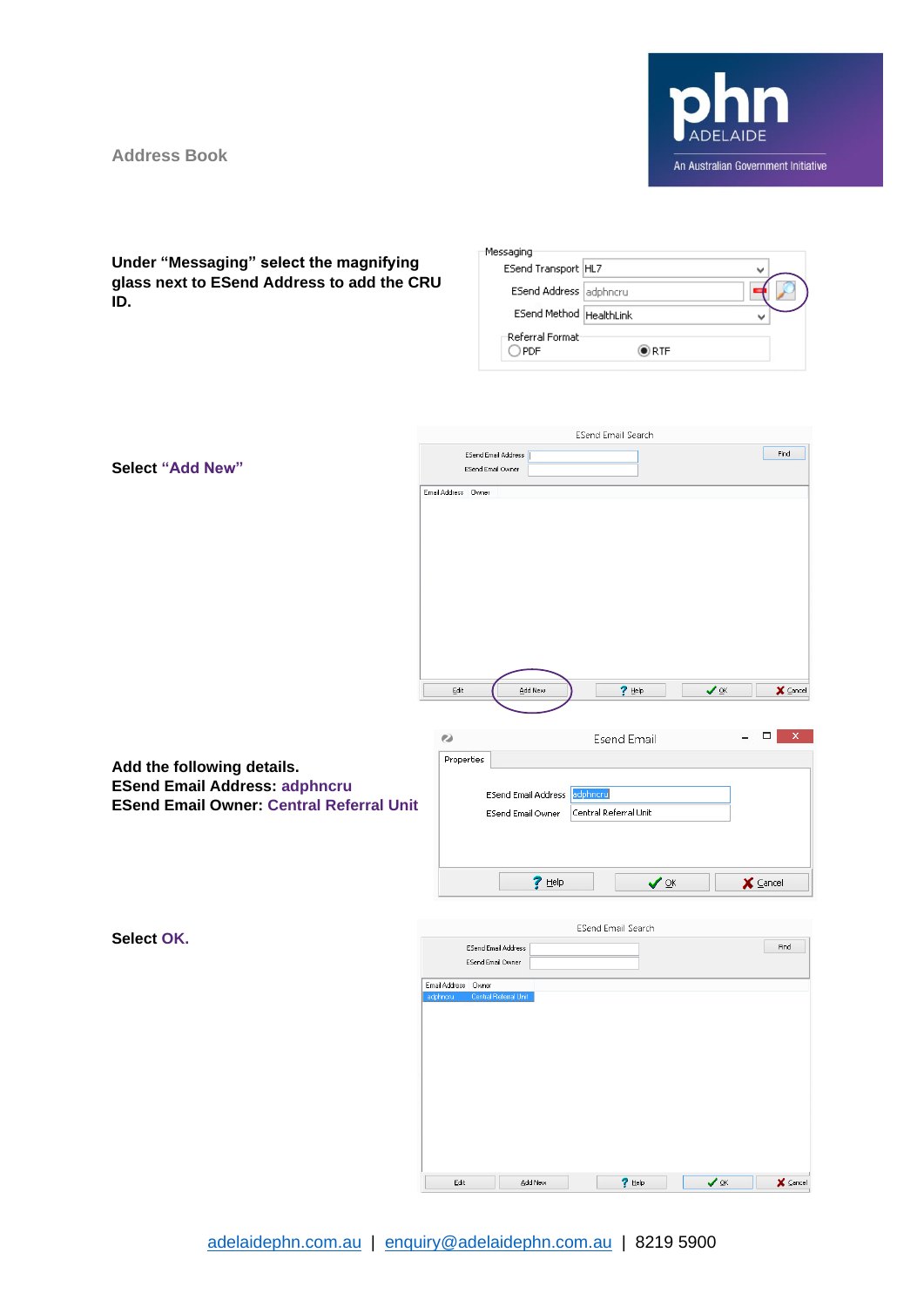Address Book

**Under "Messaging" select the magnifying glass next to ESend Address to add the CRU ID.**

**Select "Add New"**

**Add the following details.**
**ESend Email Address: adphncru**
**ESend Email Owner: Central Referral Unit**

**Select OK.**

adelaidephn.com.au | enquiry@adelaidephn.com.au | 8219 5900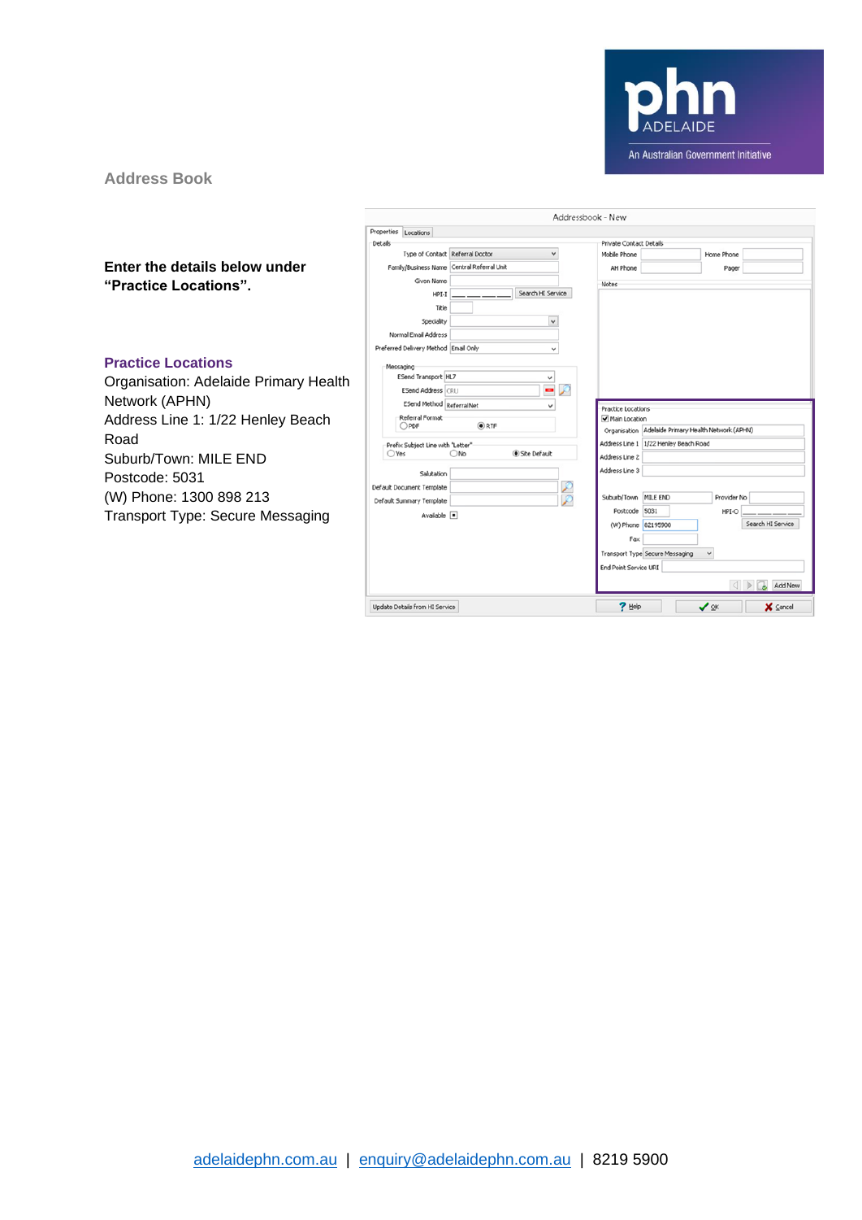Address Book

**Enter the details below under "Practice Locations".**

### Practice Locations

Organisation: Adelaide Primary Health Network (APHN)
Address Line 1: 1/22 Henley Beach Road
Suburb/Town: MILE END
Postcode: 5031
(W) Phone: 1300 898 213
Transport Type: Secure Messaging